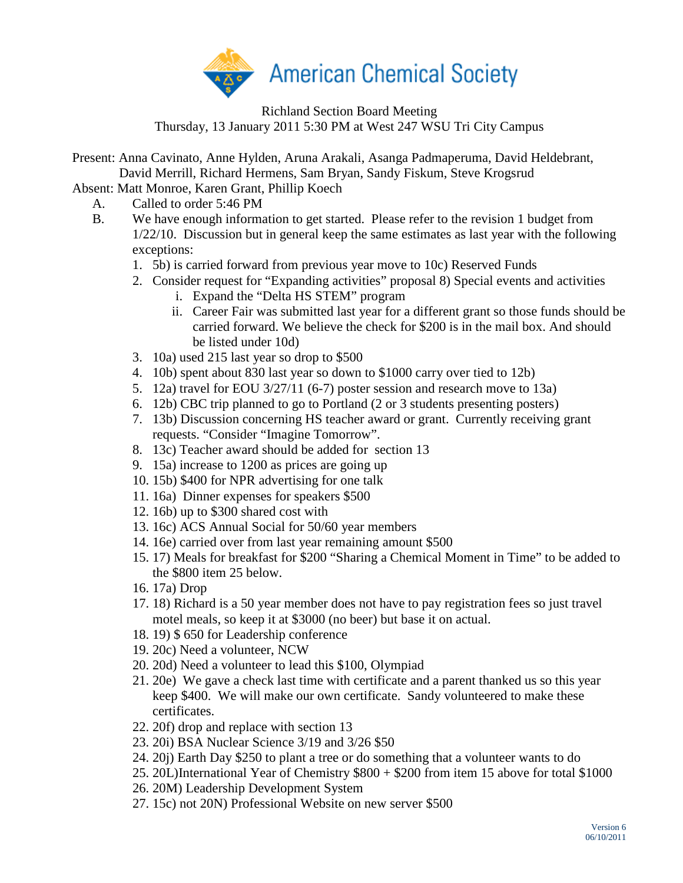American Chemical Society

Richland Section Board Meeting
Thursday, 13 January 2011 5:30 PM at West 247 WSU Tri City Campus

Present: Anna Cavinato, Anne Hylden, Aruna Arakali, Asanga Padmaperuma, David Heldebrant, David Merrill, Richard Hermens, Sam Bryan, Sandy Fiskum, Steve Krogsrud
Absent: Matt Monroe, Karen Grant, Phillip Koech

A. Called to order 5:46 PM

B. We have enough information to get started. Please refer to the revision 1 budget from 1/22/10. Discussion but in general keep the same estimates as last year with the following exceptions:

1. 5b) is carried forward from previous year move to 10c) Reserved Funds
2. Consider request for "Expanding activities" proposal 8) Special events and activities
   - i. Expand the "Delta HS STEM" program
   - ii. Career Fair was submitted last year for a different grant so those funds should be carried forward. We believe the check for $200 is in the mail box. And should be listed under 10d)
3. 10a) used 215 last year so drop to $500
4. 10b) spent about 830 last year so down to $1000 carry over tied to 12b)
5. 12a) travel for EOU 3/27/11 (6-7) poster session and research move to 13a)
6. 12b) CBC trip planned to go to Portland (2 or 3 students presenting posters)
7. 13b) Discussion concerning HS teacher award or grant. Currently receiving grant requests. "Consider "Imagine Tomorrow".
8. 13c) Teacher award should be added for section 13
9. 15a) increase to 1200 as prices are going up
10. 15b) $400 for NPR advertising for one talk
11. 16a) Dinner expenses for speakers $500
12. 16b) up to $300 shared cost with
13. 16c) ACS Annual Social for 50/60 year members
14. 16e) carried over from last year remaining amount $500
15. 17) Meals for breakfast for $200 "Sharing a Chemical Moment in Time" to be added to the $800 item 25 below.
16. 17a) Drop
17. 18) Richard is a 50 year member does not have to pay registration fees so just travel motel meals, so keep it at $3000 (no beer) but base it on actual.
18. 19) $ 650 for Leadership conference
19. 20c) Need a volunteer, NCW
20. 20d) Need a volunteer to lead this $100, Olympiad
21. 20e) We gave a check last time with certificate and a parent thanked us so this year keep $400. We will make our own certificate. Sandy volunteered to make these certificates.
22. 20f) drop and replace with section 13
23. 20i) BSA Nuclear Science 3/19 and 3/26 $50
24. 20j) Earth Day $250 to plant a tree or do something that a volunteer wants to do
25. 20L)International Year of Chemistry $800 + $200 from item 15 above for total $1000
26. 20M) Leadership Development System
27. 15c) not 20N) Professional Website on new server $500

Version 6
06/10/2011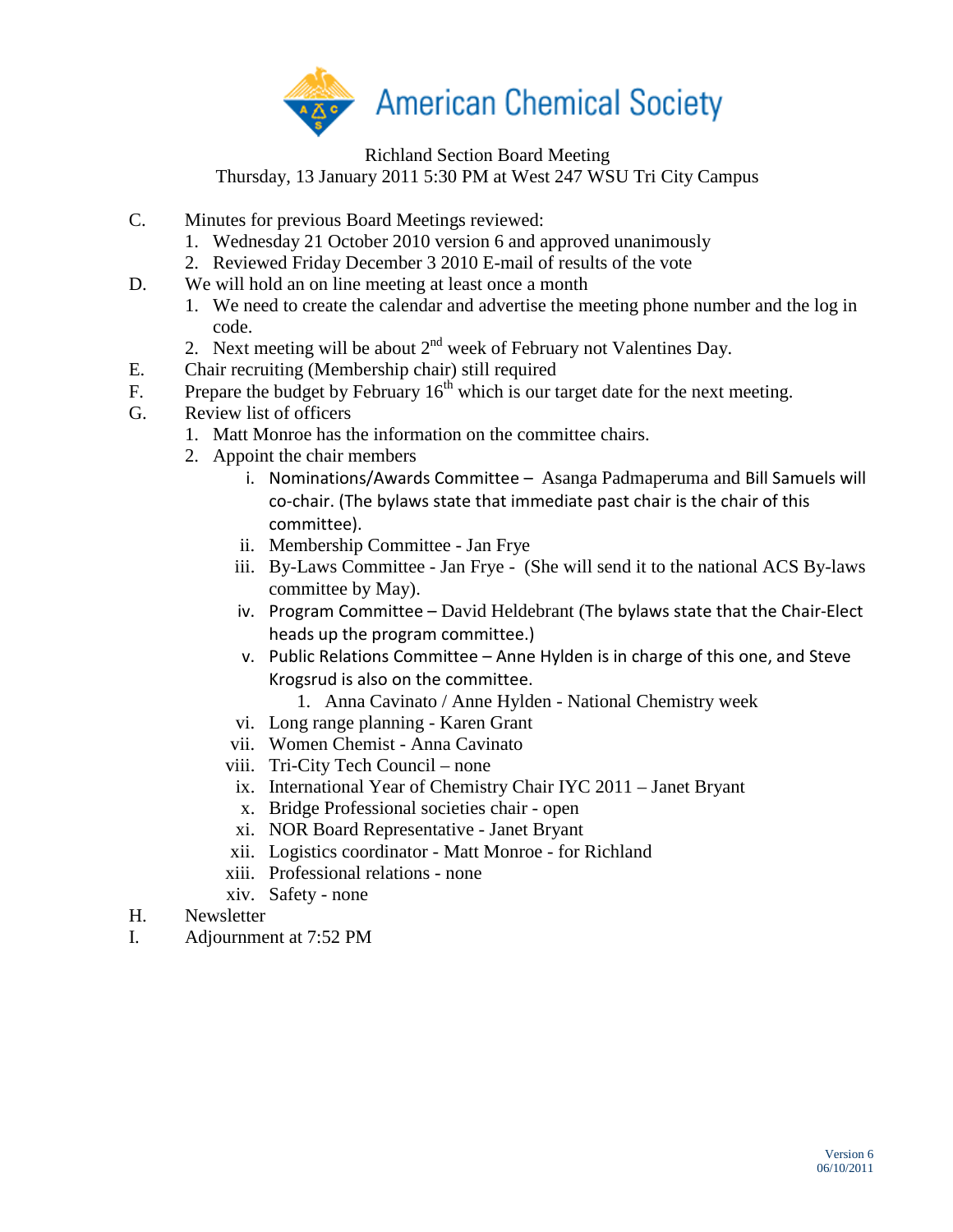American Chemical Society

Richland Section Board Meeting
Thursday, 13 January 2011 5:30 PM at West 247 WSU Tri City Campus

C. Minutes for previous Board Meetings reviewed:
   1. Wednesday 21 October 2010 version 6 and approved unanimously
   2. Reviewed Friday December 3 2010 E-mail of results of the vote
D. We will hold an on line meeting at least once a month
   1. We need to create the calendar and advertise the meeting phone number and the log in code.
   2. Next meeting will be about 2nd week of February not Valentines Day.
E. Chair recruiting (Membership chair) still required
F. Prepare the budget by February 16th which is our target date for the next meeting.
G. Review list of officers
   1. Matt Monroe has the information on the committee chairs.
   2. Appoint the chair members
      i. Nominations/Awards Committee – Asanga Padmaperuma and Bill Samuels will co-chair. (The bylaws state that immediate past chair is the chair of this committee).
      ii. Membership Committee - Jan Frye
      iii. By-Laws Committee - Jan Frye - (She will send it to the national ACS By-laws committee by May).
      iv. Program Committee – David Heldebrant (The bylaws state that the Chair-Elect heads up the program committee.)
      v. Public Relations Committee – Anne Hylden is in charge of this one, and Steve Krogsrud is also on the committee.
         1. Anna Cavinato / Anne Hylden - National Chemistry week
      vi. Long range planning - Karen Grant
      vii. Women Chemist - Anna Cavinato
      viii. Tri-City Tech Council – none
      ix. International Year of Chemistry Chair IYC 2011 – Janet Bryant
      x. Bridge Professional societies chair - open
      xi. NOR Board Representative - Janet Bryant
      xii. Logistics coordinator - Matt Monroe - for Richland
      xiii. Professional relations - none
      xiv. Safety - none
H. Newsletter
I. Adjournment at 7:52 PM

Version 6
06/10/2011